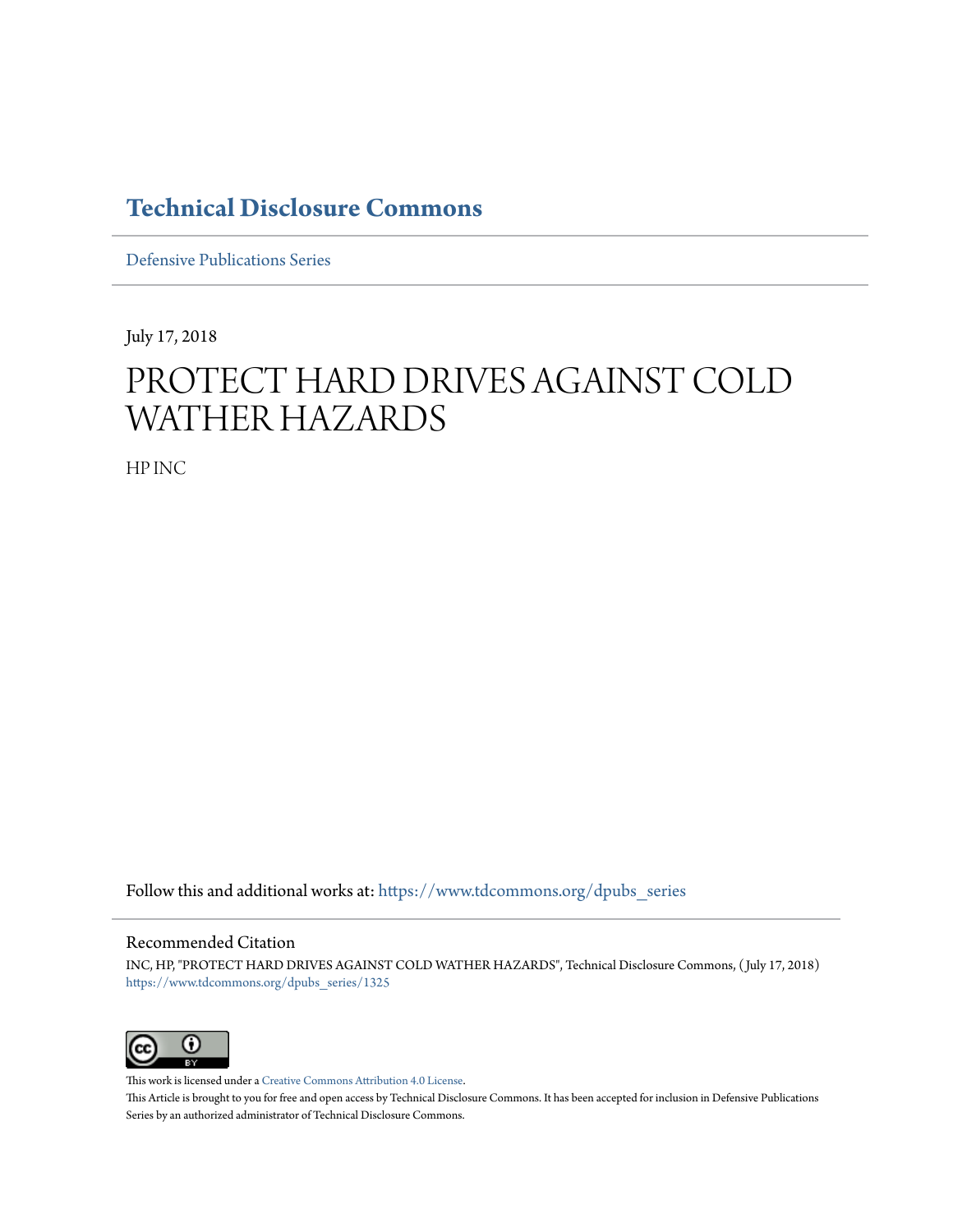# Technical Disclosure Commons

Defensive Publications Series

July 17, 2018

# PROTECT HARD DRIVES AGAINST COLD WATHER HAZARDS

HP INC

Follow this and additional works at: https://www.tdcommons.org/dpubs_series

## Recommended Citation

INC, HP, "PROTECT HARD DRIVES AGAINST COLD WATHER HAZARDS", Technical Disclosure Commons, (July 17, 2018)
https://www.tdcommons.org/dpubs_series/1325

This work is licensed under a Creative Commons Attribution 4.0 License.
This Article is brought to you for free and open access by Technical Disclosure Commons. It has been accepted for inclusion in Defensive Publications Series by an authorized administrator of Technical Disclosure Commons.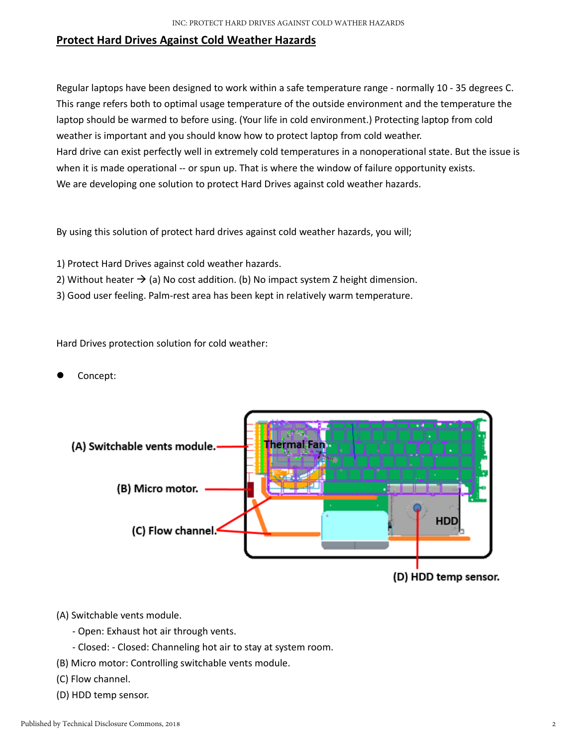## Protect Hard Drives Against Cold Weather Hazards

Regular laptops have been designed to work within a safe temperature range - normally 10 - 35 degrees C. This range refers both to optimal usage temperature of the outside environment and the temperature the laptop should be warmed to before using. (Your life in cold environment.) Protecting laptop from cold weather is important and you should know how to protect laptop from cold weather.
Hard drive can exist perfectly well in extremely cold temperatures in a nonoperational state. But the issue is when it is made operational -- or spun up. That is where the window of failure opportunity exists.
We are developing one solution to protect Hard Drives against cold weather hazards.

By using this solution of protect hard drives against cold weather hazards, you will;

1) Protect Hard Drives against cold weather hazards.
2) Without heater → (a) No cost addition. (b) No impact system Z height dimension.
3) Good user feeling. Palm-rest area has been kept in relatively warm temperature.

Hard Drives protection solution for cold weather:

- Concept:

(A) Switchable vents module.
  - Open: Exhaust hot air through vents.
  - Closed: - Closed: Channeling hot air to stay at system room.
(B) Micro motor: Controlling switchable vents module.
(C) Flow channel.
(D) HDD temp sensor.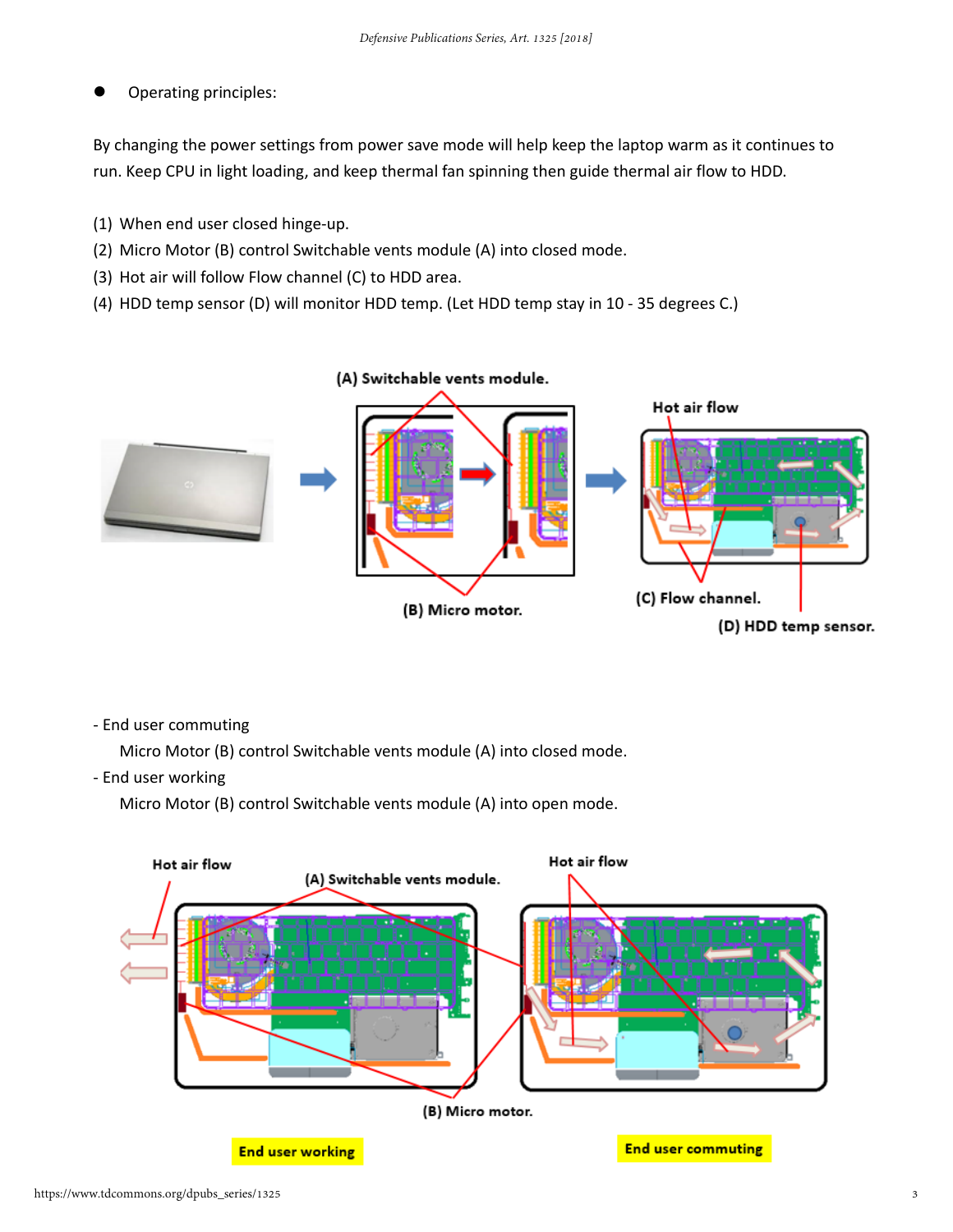- Operating principles:

By changing the power settings from power save mode will help keep the laptop warm as it continues to run. Keep CPU in light loading, and keep thermal fan spinning then guide thermal air flow to HDD.

(1) When end user closed hinge-up.
(2) Micro Motor (B) control Switchable vents module (A) into closed mode.
(3) Hot air will follow Flow channel (C) to HDD area.
(4) HDD temp sensor (D) will monitor HDD temp. (Let HDD temp stay in 10 - 35 degrees C.)

- End user commuting

  Micro Motor (B) control Switchable vents module (A) into closed mode.

- End user working

  Micro Motor (B) control Switchable vents module (A) into open mode.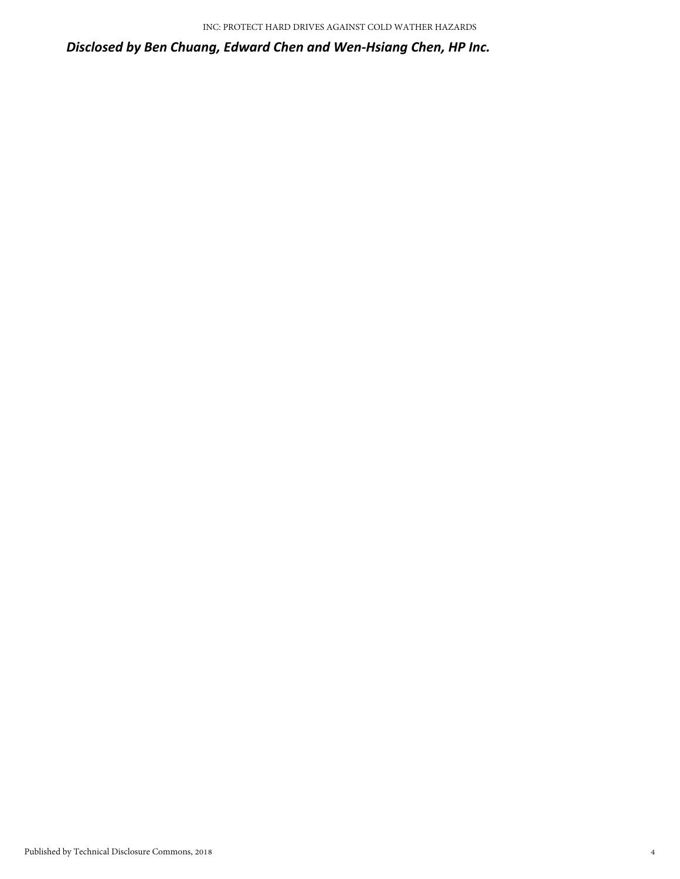*Disclosed by Ben Chuang, Edward Chen and Wen-Hsiang Chen, HP Inc.*